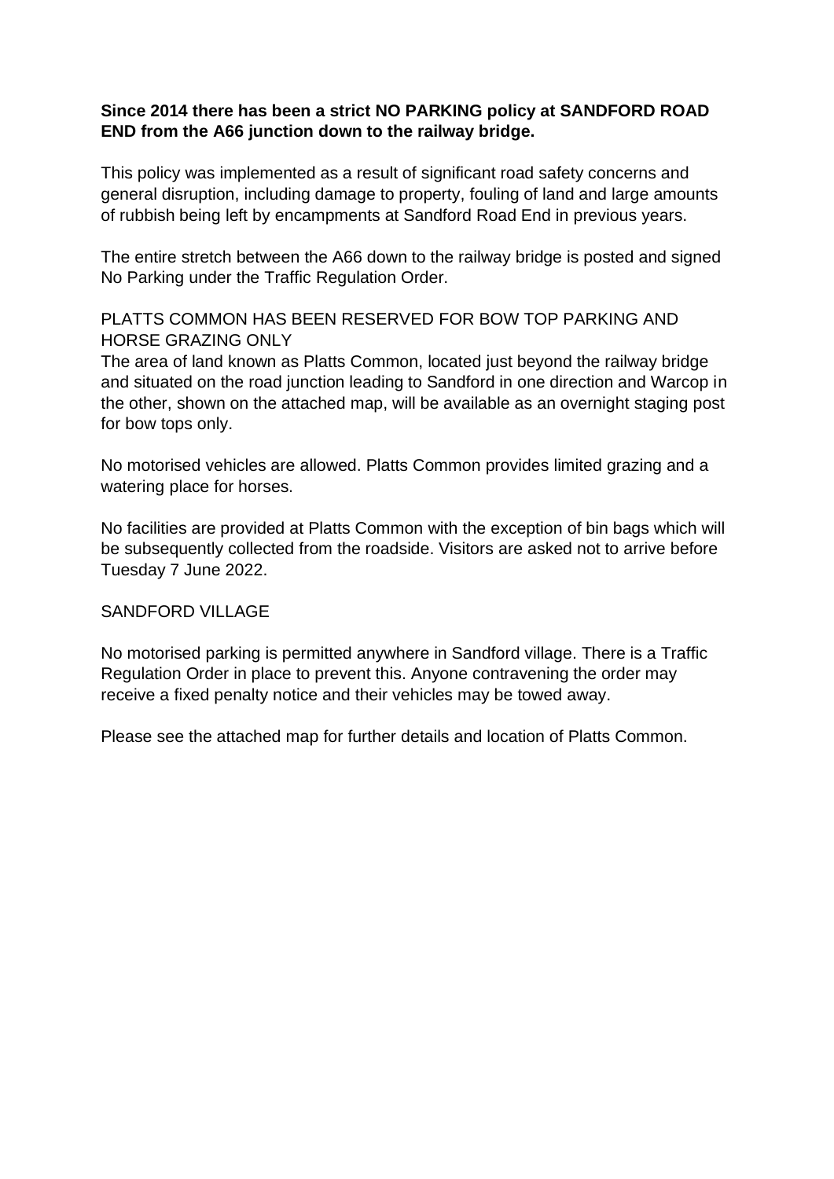**Since 2014 there has been a strict NO PARKING policy at SANDFORD ROAD END from the A66 junction down to the railway bridge.**

This policy was implemented as a result of significant road safety concerns and general disruption, including damage to property, fouling of land and large amounts of rubbish being left by encampments at Sandford Road End in previous years.

The entire stretch between the A66 down to the railway bridge is posted and signed No Parking under the Traffic Regulation Order.

## PLATTS COMMON HAS BEEN RESERVED FOR BOW TOP PARKING AND HORSE GRAZING ONLY

The area of land known as Platts Common, located just beyond the railway bridge and situated on the road junction leading to Sandford in one direction and Warcop in the other, shown on the attached map, will be available as an overnight staging post for bow tops only.

No motorised vehicles are allowed. Platts Common provides limited grazing and a watering place for horses.

No facilities are provided at Platts Common with the exception of bin bags which will be subsequently collected from the roadside. Visitors are asked not to arrive before Tuesday 7 June 2022.

## SANDFORD VILLAGE

No motorised parking is permitted anywhere in Sandford village. There is a Traffic Regulation Order in place to prevent this. Anyone contravening the order may receive a fixed penalty notice and their vehicles may be towed away.

Please see the attached map for further details and location of Platts Common.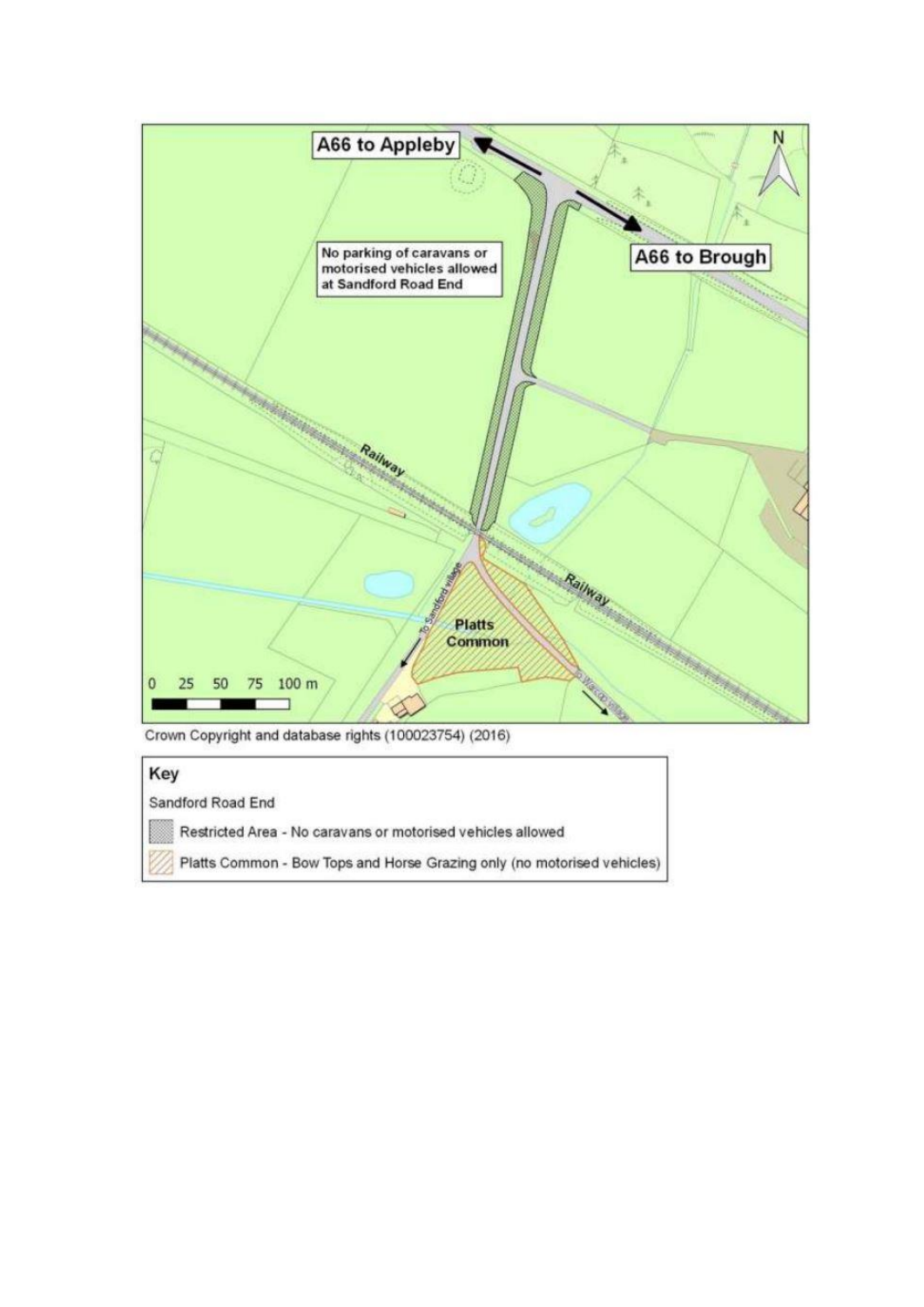A66 to Appleby

A66 to Brough

N

No parking of caravans or motorised vehicles allowed at Sandford Road End

Railway

Railway

To Sandford village

Platts Common

To Warcop village

0 25 50 75 100 m

Crown Copyright and database rights (100023754) (2016)

**Key**

Sandford Road End

Restricted Area - No caravans or motorised vehicles allowed

Platts Common - Bow Tops and Horse Grazing only (no motorised vehicles)